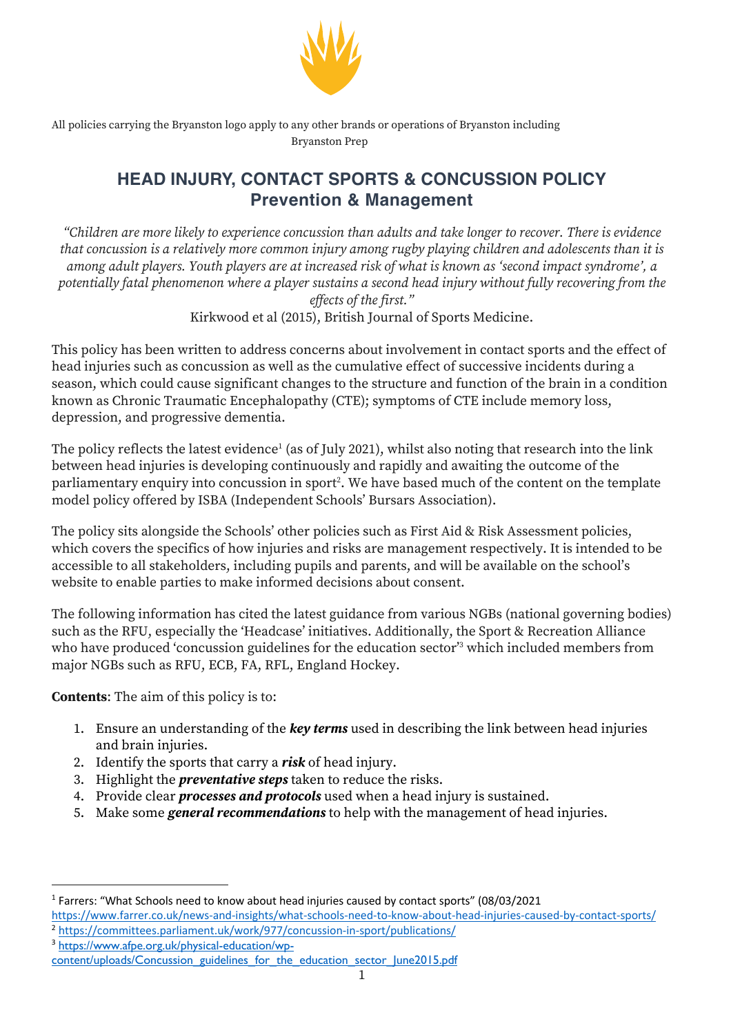All policies carrying the Bryanston logo apply to any other brands or operations of Bryanston including Bryanston Prep

# HEAD INJURY, CONTACT SPORTS & CONCUSSION POLICY
## Prevention & Management

*"Children are more likely to experience concussion than adults and take longer to recover. There is evidence that concussion is a relatively more common injury among rugby playing children and adolescents than it is among adult players. Youth players are at increased risk of what is known as 'second impact syndrome', a potentially fatal phenomenon where a player sustains a second head injury without fully recovering from the effects of the first."*

Kirkwood et al (2015), British Journal of Sports Medicine.

This policy has been written to address concerns about involvement in contact sports and the effect of head injuries such as concussion as well as the cumulative effect of successive incidents during a season, which could cause significant changes to the structure and function of the brain in a condition known as Chronic Traumatic Encephalopathy (CTE); symptoms of CTE include memory loss, depression, and progressive dementia.

The policy reflects the latest evidence[1] (as of July 2021), whilst also noting that research into the link between head injuries is developing continuously and rapidly and awaiting the outcome of the parliamentary enquiry into concussion in sport[2]. We have based much of the content on the template model policy offered by ISBA (Independent Schools' Bursars Association).

The policy sits alongside the Schools' other policies such as First Aid & Risk Assessment policies, which covers the specifics of how injuries and risks are management respectively. It is intended to be accessible to all stakeholders, including pupils and parents, and will be available on the school's website to enable parties to make informed decisions about consent.

The following information has cited the latest guidance from various NGBs (national governing bodies) such as the RFU, especially the 'Headcase' initiatives. Additionally, the Sport & Recreation Alliance who have produced 'concussion guidelines for the education sector'[3] which included members from major NGBs such as RFU, ECB, FA, RFL, England Hockey.

**Contents**: The aim of this policy is to:

1. Ensure an understanding of the ***key terms*** used in describing the link between head injuries and brain injuries.
2. Identify the sports that carry a ***risk*** of head injury.
3. Highlight the ***preventative steps*** taken to reduce the risks.
4. Provide clear ***processes and protocols*** used when a head injury is sustained.
5. Make some ***general recommendations*** to help with the management of head injuries.

---

[1] Farrers: "What Schools need to know about head injuries caused by contact sports" (08/03/2021 https://www.farrer.co.uk/news-and-insights/what-schools-need-to-know-about-head-injuries-caused-by-contact-sports/

[2] https://committees.parliament.uk/work/977/concussion-in-sport/publications/

[3] https://www.afpe.org.uk/physical-education/wp-content/uploads/Concussion_guidelines_for_the_education_sector_June2015.pdf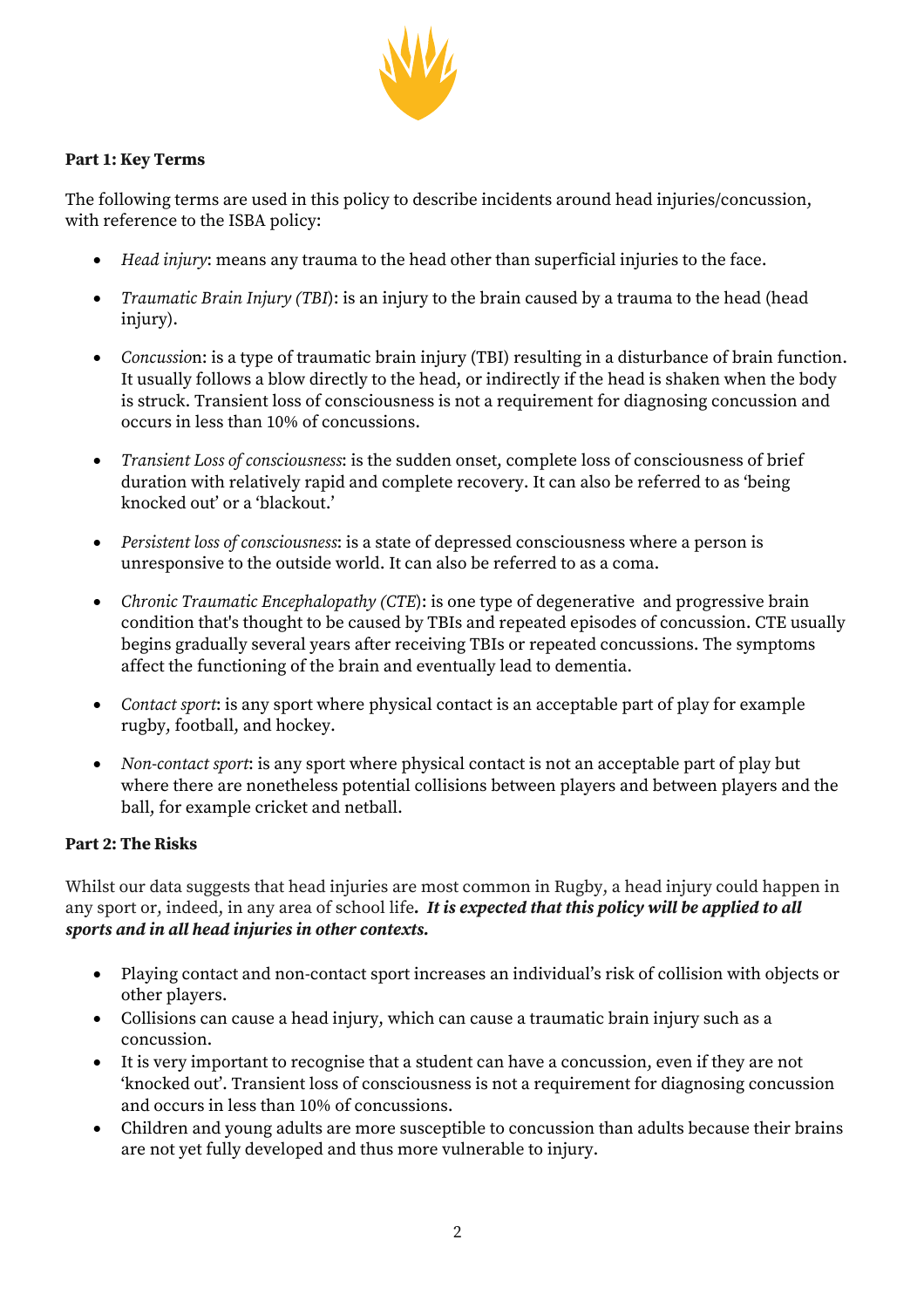**Part 1: Key Terms**

The following terms are used in this policy to describe incidents around head injuries/concussion, with reference to the ISBA policy:

- *Head injury*: means any trauma to the head other than superficial injuries to the face.
- *Traumatic Brain Injury (TBI)*: is an injury to the brain caused by a trauma to the head (head injury).
- *Concussio*n: is a type of traumatic brain injury (TBI) resulting in a disturbance of brain function. It usually follows a blow directly to the head, or indirectly if the head is shaken when the body is struck. Transient loss of consciousness is not a requirement for diagnosing concussion and occurs in less than 10% of concussions.
- *Transient Loss of consciousness*: is the sudden onset, complete loss of consciousness of brief duration with relatively rapid and complete recovery. It can also be referred to as 'being knocked out' or a 'blackout.'
- *Persistent loss of consciousness*: is a state of depressed consciousness where a person is unresponsive to the outside world. It can also be referred to as a coma.
- *Chronic Traumatic Encephalopathy (CTE)*: is one type of degenerative and progressive brain condition that's thought to be caused by TBIs and repeated episodes of concussion. CTE usually begins gradually several years after receiving TBIs or repeated concussions. The symptoms affect the functioning of the brain and eventually lead to dementia.
- *Contact sport*: is any sport where physical contact is an acceptable part of play for example rugby, football, and hockey.
- *Non-contact sport*: is any sport where physical contact is not an acceptable part of play but where there are nonetheless potential collisions between players and between players and the ball, for example cricket and netball.

**Part 2: The Risks**

Whilst our data suggests that head injuries are most common in Rugby, a head injury could happen in any sport or, indeed, in any area of school life***. It is expected that this policy will be applied to all sports and in all head injuries in other contexts.***

- Playing contact and non-contact sport increases an individual's risk of collision with objects or other players.
- Collisions can cause a head injury, which can cause a traumatic brain injury such as a concussion.
- It is very important to recognise that a student can have a concussion, even if they are not 'knocked out'. Transient loss of consciousness is not a requirement for diagnosing concussion and occurs in less than 10% of concussions.
- Children and young adults are more susceptible to concussion than adults because their brains are not yet fully developed and thus more vulnerable to injury.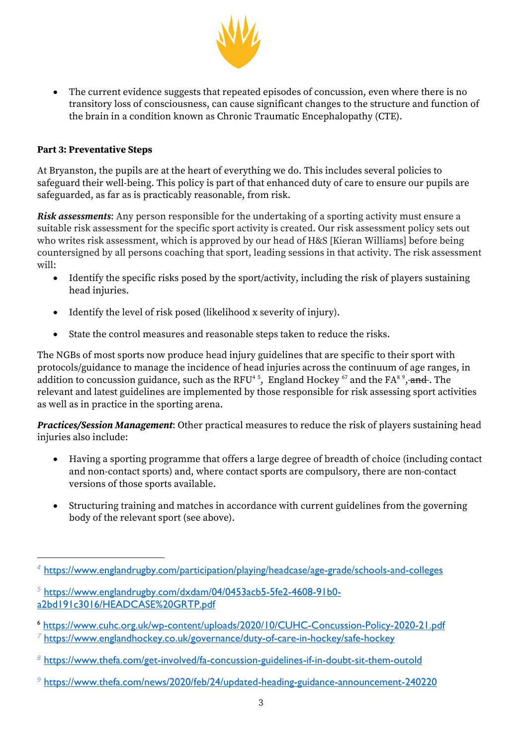- The current evidence suggests that repeated episodes of concussion, even where there is no transitory loss of consciousness, can cause significant changes to the structure and function of the brain in a condition known as Chronic Traumatic Encephalopathy (CTE).

**Part 3: Preventative Steps**

At Bryanston, the pupils are at the heart of everything we do. This includes several policies to safeguard their well-being. This policy is part of that enhanced duty of care to ensure our pupils are safeguarded, as far as is practicably reasonable, from risk.

***Risk assessments***: Any person responsible for the undertaking of a sporting activity must ensure a suitable risk assessment for the specific sport activity is created. Our risk assessment policy sets out who writes risk assessment, which is approved by our head of H&S [Kieran Williams] before being countersigned by all persons coaching that sport, leading sessions in that activity. The risk assessment will:

- Identify the specific risks posed by the sport/activity, including the risk of players sustaining head injuries.
- Identify the level of risk posed (likelihood x severity of injury).
- State the control measures and reasonable steps taken to reduce the risks.

The NGBs of most sports now produce head injury guidelines that are specific to their sport with protocols/guidance to manage the incidence of head injuries across the continuum of age ranges, in addition to concussion guidance, such as the RFU[4] [5], England Hockey [6][7] and the FA[8] [9], ~~and~~ . The relevant and latest guidelines are implemented by those responsible for risk assessing sport activities as well as in practice in the sporting arena.

***Practices/Session Management***: Other practical measures to reduce the risk of players sustaining head injuries also include:

- Having a sporting programme that offers a large degree of breadth of choice (including contact and non-contact sports) and, where contact sports are compulsory, there are non-contact versions of those sports available.
- Structuring training and matches in accordance with current guidelines from the governing body of the relevant sport (see above).

---

[4] https://www.englandrugby.com/participation/playing/headcase/age-grade/schools-and-colleges

[5] https://www.englandrugby.com/dxdam/04/0453acb5-5fe2-4608-91b0-a2bd191c3016/HEADCASE%20GRTP.pdf

[6] https://www.cuhc.org.uk/wp-content/uploads/2020/10/CUHC-Concussion-Policy-2020-21.pdf

[7] https://www.englandhockey.co.uk/governance/duty-of-care-in-hockey/safe-hockey

[8] https://www.thefa.com/get-involved/fa-concussion-guidelines-if-in-doubt-sit-them-outold

[9] https://www.thefa.com/news/2020/feb/24/updated-heading-guidance-announcement-240220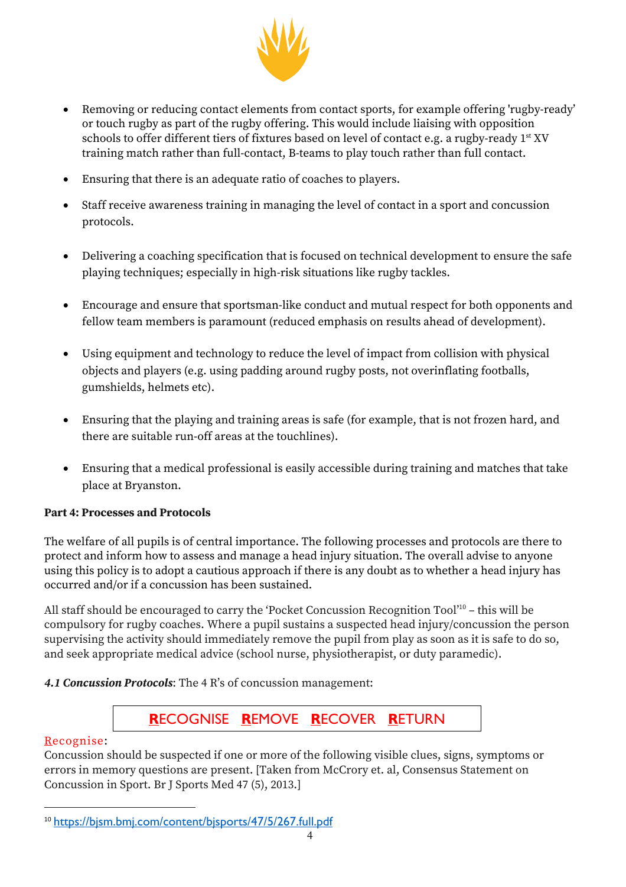- Removing or reducing contact elements from contact sports, for example offering 'rugby-ready' or touch rugby as part of the rugby offering. This would include liaising with opposition schools to offer different tiers of fixtures based on level of contact e.g. a rugby-ready 1st XV training match rather than full-contact, B-teams to play touch rather than full contact.

- Ensuring that there is an adequate ratio of coaches to players.

- Staff receive awareness training in managing the level of contact in a sport and concussion protocols.

- Delivering a coaching specification that is focused on technical development to ensure the safe playing techniques; especially in high-risk situations like rugby tackles.

- Encourage and ensure that sportsman-like conduct and mutual respect for both opponents and fellow team members is paramount (reduced emphasis on results ahead of development).

- Using equipment and technology to reduce the level of impact from collision with physical objects and players (e.g. using padding around rugby posts, not overinflating footballs, gumshields, helmets etc).

- Ensuring that the playing and training areas is safe (for example, that is not frozen hard, and there are suitable run-off areas at the touchlines).

- Ensuring that a medical professional is easily accessible during training and matches that take place at Bryanston.

**Part 4: Processes and Protocols**

The welfare of all pupils is of central importance. The following processes and protocols are there to protect and inform how to assess and manage a head injury situation. The overall advise to anyone using this policy is to adopt a cautious approach if there is any doubt as to whether a head injury has occurred and/or if a concussion has been sustained.

All staff should be encouraged to carry the 'Pocket Concussion Recognition Tool'[10] – this will be compulsory for rugby coaches. Where a pupil sustains a suspected head injury/concussion the person supervising the activity should immediately remove the pupil from play as soon as it is safe to do so, and seek appropriate medical advice (school nurse, physiotherapist, or duty paramedic).

***4.1 Concussion Protocols***: The 4 R's of concussion management:

**R**ECOGNISE **R**EMOVE **R**ECOVER **R**ETURN

Recognise:

Concussion should be suspected if one or more of the following visible clues, signs, symptoms or errors in memory questions are present. [Taken from McCrory et. al, Consensus Statement on Concussion in Sport. Br J Sports Med 47 (5), 2013.]

---

[10] https://bjsm.bmj.com/content/bjsports/47/5/267.full.pdf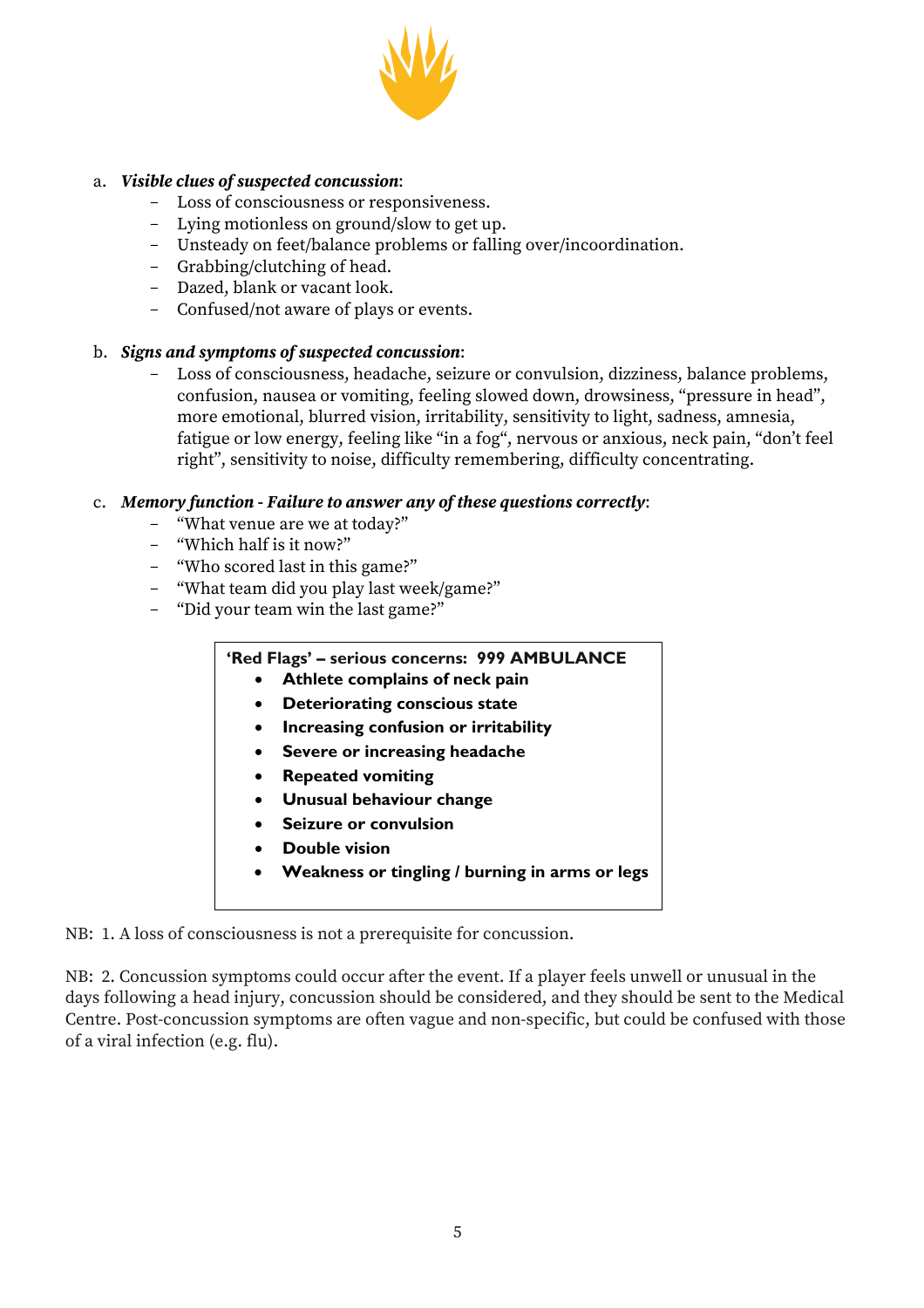a. ***Visible clues of suspected concussion***:

- Loss of consciousness or responsiveness.
- Lying motionless on ground/slow to get up.
- Unsteady on feet/balance problems or falling over/incoordination.
- Grabbing/clutching of head.
- Dazed, blank or vacant look.
- Confused/not aware of plays or events.

b. ***Signs and symptoms of suspected concussion***:

- Loss of consciousness, headache, seizure or convulsion, dizziness, balance problems, confusion, nausea or vomiting, feeling slowed down, drowsiness, "pressure in head", more emotional, blurred vision, irritability, sensitivity to light, sadness, amnesia, fatigue or low energy, feeling like "in a fog", nervous or anxious, neck pain, "don't feel right", sensitivity to noise, difficulty remembering, difficulty concentrating.

c. ***Memory function - Failure to answer any of these questions correctly***:

- "What venue are we at today?"
- "Which half is it now?"
- "Who scored last in this game?"
- "What team did you play last week/game?"
- "Did your team win the last game?"

**'Red Flags' – serious concerns: 999 AMBULANCE**

- **Athlete complains of neck pain**
- **Deteriorating conscious state**
- **Increasing confusion or irritability**
- **Severe or increasing headache**
- **Repeated vomiting**
- **Unusual behaviour change**
- **Seizure or convulsion**
- **Double vision**
- **Weakness or tingling / burning in arms or legs**

NB: 1. A loss of consciousness is not a prerequisite for concussion.

NB: 2. Concussion symptoms could occur after the event. If a player feels unwell or unusual in the days following a head injury, concussion should be considered, and they should be sent to the Medical Centre. Post-concussion symptoms are often vague and non-specific, but could be confused with those of a viral infection (e.g. flu).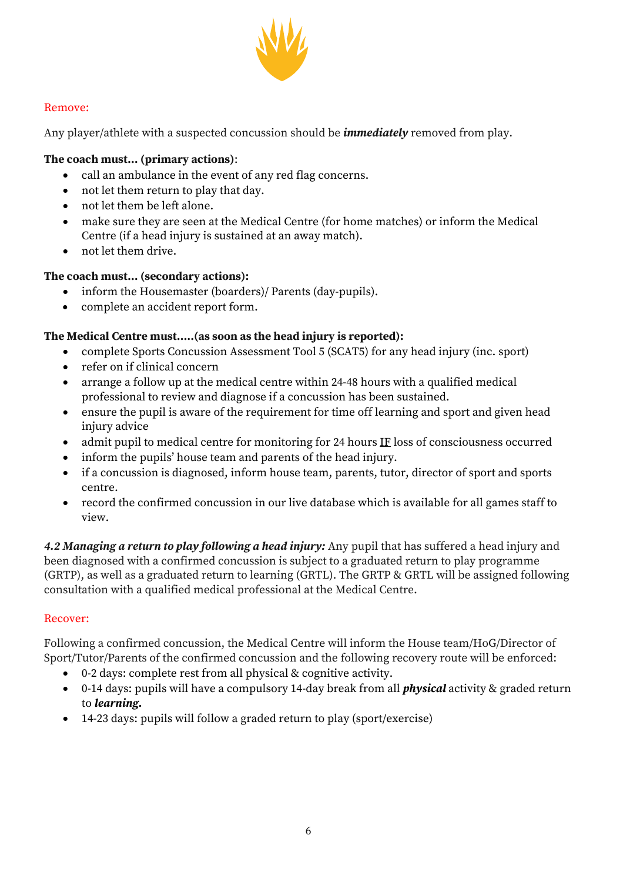Remove:

Any player/athlete with a suspected concussion should be ***immediately*** removed from play.

**The coach must… (primary actions)**:

- call an ambulance in the event of any red flag concerns.
- not let them return to play that day.
- not let them be left alone.
- make sure they are seen at the Medical Centre (for home matches) or inform the Medical Centre (if a head injury is sustained at an away match).
- not let them drive.

**The coach must… (secondary actions):**

- inform the Housemaster (boarders)/ Parents (day-pupils).
- complete an accident report form.

**The Medical Centre must…..(as soon as the head injury is reported):**

- complete Sports Concussion Assessment Tool 5 (SCAT5) for any head injury (inc. sport)
- refer on if clinical concern
- arrange a follow up at the medical centre within 24-48 hours with a qualified medical professional to review and diagnose if a concussion has been sustained.
- ensure the pupil is aware of the requirement for time off learning and sport and given head injury advice
- admit pupil to medical centre for monitoring for 24 hours <u>IF</u> loss of consciousness occurred
- inform the pupils' house team and parents of the head injury.
- if a concussion is diagnosed, inform house team, parents, tutor, director of sport and sports centre.
- record the confirmed concussion in our live database which is available for all games staff to view.

***4.2 Managing a return to play following a head injury:*** Any pupil that has suffered a head injury and been diagnosed with a confirmed concussion is subject to a graduated return to play programme (GRTP), as well as a graduated return to learning (GRTL). The GRTP & GRTL will be assigned following consultation with a qualified medical professional at the Medical Centre.

Recover:

Following a confirmed concussion, the Medical Centre will inform the House team/HoG/Director of Sport/Tutor/Parents of the confirmed concussion and the following recovery route will be enforced:

- 0-2 days: complete rest from all physical & cognitive activity.
- 0-14 days: pupils will have a compulsory 14-day break from all ***physical*** activity & graded return to ***learning.***
- 14-23 days: pupils will follow a graded return to play (sport/exercise)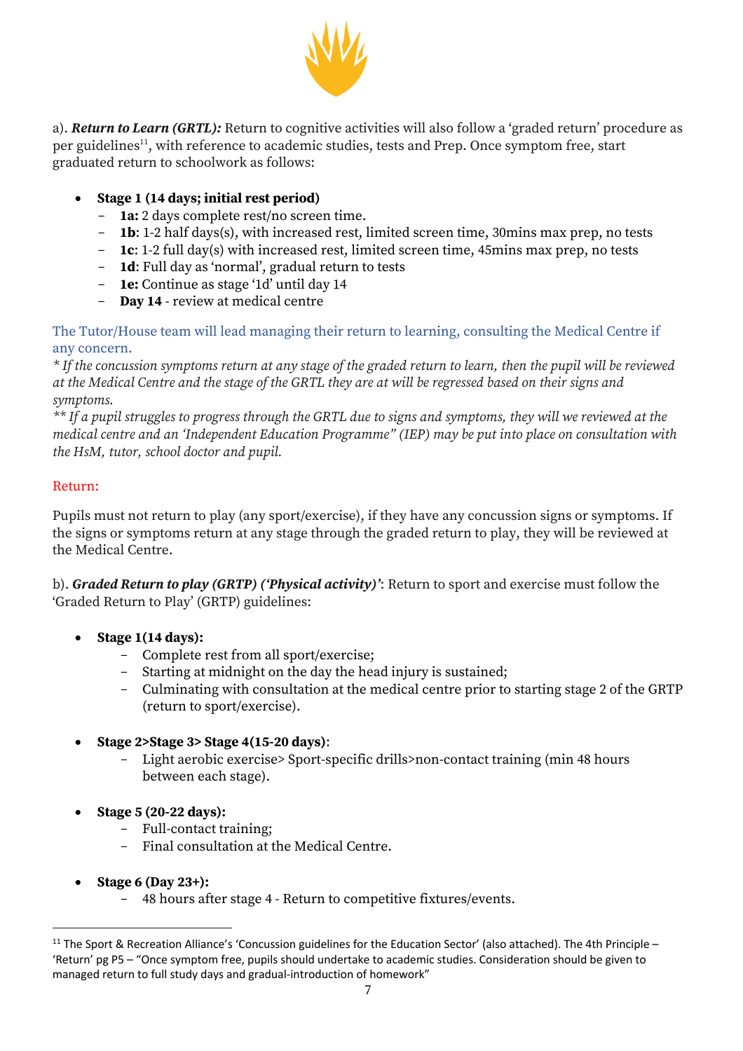a). ***Return to Learn (GRTL):*** Return to cognitive activities will also follow a 'graded return' procedure as per guidelines[11], with reference to academic studies, tests and Prep. Once symptom free, start graduated return to schoolwork as follows:

- **Stage 1 (14 days; initial rest period)**
  - **1a:** 2 days complete rest/no screen time.
  - **1b**: 1-2 half days(s), with increased rest, limited screen time, 30mins max prep, no tests
  - **1c**: 1-2 full day(s) with increased rest, limited screen time, 45mins max prep, no tests
  - **1d**: Full day as 'normal', gradual return to tests
  - **1e:** Continue as stage '1d' until day 14
  - **Day 14** - review at medical centre

The Tutor/House team will lead managing their return to learning, consulting the Medical Centre if any concern.

*\* If the concussion symptoms return at any stage of the graded return to learn, then the pupil will be reviewed at the Medical Centre and the stage of the GRTL they are at will be regressed based on their signs and symptoms.*

*\*\* If a pupil struggles to progress through the GRTL due to signs and symptoms, they will we reviewed at the medical centre and an 'Independent Education Programme" (IEP) may be put into place on consultation with the HsM, tutor, school doctor and pupil.*

Return:

Pupils must not return to play (any sport/exercise), if they have any concussion signs or symptoms. If the signs or symptoms return at any stage through the graded return to play, they will be reviewed at the Medical Centre.

b). ***Graded Return to play (GRTP) ('Physical activity)'***: Return to sport and exercise must follow the 'Graded Return to Play' (GRTP) guidelines:

- **Stage 1(14 days):**
  - Complete rest from all sport/exercise;
  - Starting at midnight on the day the head injury is sustained;
  - Culminating with consultation at the medical centre prior to starting stage 2 of the GRTP (return to sport/exercise).

- **Stage 2>Stage 3> Stage 4(15-20 days)**:
  - Light aerobic exercise> Sport-specific drills>non-contact training (min 48 hours between each stage).

- **Stage 5 (20-22 days):**
  - Full-contact training;
  - Final consultation at the Medical Centre.

- **Stage 6 (Day 23+):**
  - 48 hours after stage 4 - Return to competitive fixtures/events.

---

[11] The Sport & Recreation Alliance's 'Concussion guidelines for the Education Sector' (also attached). The 4th Principle – 'Return' pg P5 – "Once symptom free, pupils should undertake to academic studies. Consideration should be given to managed return to full study days and gradual-introduction of homework"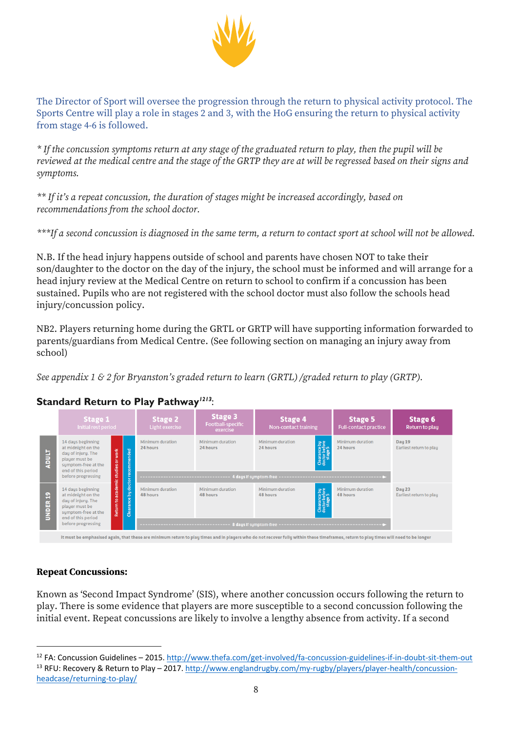The Director of Sport will oversee the progression through the return to physical activity protocol. The Sports Centre will play a role in stages 2 and 3, with the HoG ensuring the return to physical activity from stage 4-6 is followed.

*\* If the concussion symptoms return at any stage of the graduated return to play, then the pupil will be reviewed at the medical centre and the stage of the GRTP they are at will be regressed based on their signs and symptoms.*

*\*\* If it's a repeat concussion, the duration of stages might be increased accordingly, based on recommendations from the school doctor.*

*\*\*\*If a second concussion is diagnosed in the same term, a return to contact sport at school will not be allowed.*

N.B. If the head injury happens outside of school and parents have chosen NOT to take their son/daughter to the doctor on the day of the injury, the school must be informed and will arrange for a head injury review at the Medical Centre on return to school to confirm if a concussion has been sustained. Pupils who are not registered with the school doctor must also follow the schools head injury/concussion policy.

NB2. Players returning home during the GRTL or GRTP will have supporting information forwarded to parents/guardians from Medical Centre. (See following section on managing an injury away from school)

*See appendix 1 & 2 for Bryanston's graded return to learn (GRTL) /graded return to play (GRTP).*

**Standard Return to Play Pathway**[12,13]:

| | Stage 1 Initial rest period | | | Stage 2 Light exercise | Stage 3 Football-specific exercise | Stage 4 Non-contact training | | Stage 5 Full-contact practice | Stage 6 Return to play |
|---|---|---|---|---|---|---|---|---|---|
| ADULT | 14 days beginning at midnight on the day of injury. The player must be symptom-free at the end of this period before progressing | Return to academic studies or work | Clearance by doctor recommended | Minimum duration 24 hours | Minimum duration 24 hours | Minimum duration 24 hours | Clearance by doctor before stage 5 | Minimum duration 24 hours | Day 19 Earliest return to play |
| | | | | 4 days if symptom-free | | | | | |
| UNDER 19 | 14 days beginning at midnight on the day of injury. The player must be symptom-free at the end of this period before progressing | Return to academic studies or work | Clearance by doctor recommended | Minimum duration 48 hours | Minimum duration 48 hours | Minimum duration 48 hours | Clearance by doctor before stage 5 | Minimum duration 48 hours | Day 23 Earliest return to play |
| | | | | 8 days if symptom-free | | | | | |

It must be emphasised again, that these are minimum return to play times and in players who do not recover fully within these timeframes, return to play times will need to be longer

**Repeat Concussions:**

Known as 'Second Impact Syndrome' (SIS), where another concussion occurs following the return to play. There is some evidence that players are more susceptible to a second concussion following the initial event. Repeat concussions are likely to involve a lengthy absence from activity. If a second

---

[12] FA: Concussion Guidelines – 2015. http://www.thefa.com/get-involved/fa-concussion-guidelines-if-in-doubt-sit-them-out

[13] RFU: Recovery & Return to Play – 2017. http://www.englandrugby.com/my-rugby/players/player-health/concussion-headcase/returning-to-play/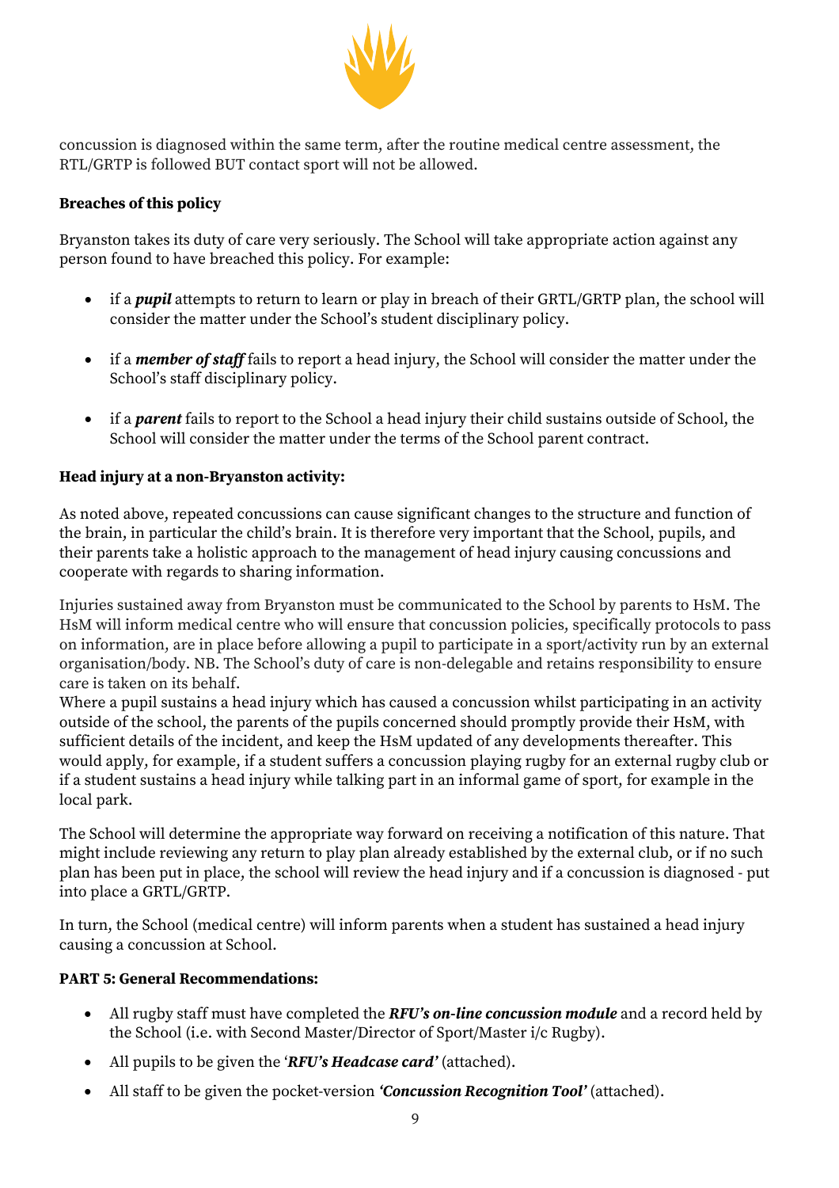concussion is diagnosed within the same term, after the routine medical centre assessment, the RTL/GRTP is followed BUT contact sport will not be allowed.

**Breaches of this policy**

Bryanston takes its duty of care very seriously. The School will take appropriate action against any person found to have breached this policy. For example:

- if a ***pupil*** attempts to return to learn or play in breach of their GRTL/GRTP plan, the school will consider the matter under the School's student disciplinary policy.
- if a ***member of staff*** fails to report a head injury, the School will consider the matter under the School's staff disciplinary policy.
- if a ***parent*** fails to report to the School a head injury their child sustains outside of School, the School will consider the matter under the terms of the School parent contract.

**Head injury at a non-Bryanston activity:**

As noted above, repeated concussions can cause significant changes to the structure and function of the brain, in particular the child's brain. It is therefore very important that the School, pupils, and their parents take a holistic approach to the management of head injury causing concussions and cooperate with regards to sharing information.

Injuries sustained away from Bryanston must be communicated to the School by parents to HsM. The HsM will inform medical centre who will ensure that concussion policies, specifically protocols to pass on information, are in place before allowing a pupil to participate in a sport/activity run by an external organisation/body. NB. The School's duty of care is non-delegable and retains responsibility to ensure care is taken on its behalf.
Where a pupil sustains a head injury which has caused a concussion whilst participating in an activity outside of the school, the parents of the pupils concerned should promptly provide their HsM, with sufficient details of the incident, and keep the HsM updated of any developments thereafter. This would apply, for example, if a student suffers a concussion playing rugby for an external rugby club or if a student sustains a head injury while talking part in an informal game of sport, for example in the local park.

The School will determine the appropriate way forward on receiving a notification of this nature. That might include reviewing any return to play plan already established by the external club, or if no such plan has been put in place, the school will review the head injury and if a concussion is diagnosed - put into place a GRTL/GRTP.

In turn, the School (medical centre) will inform parents when a student has sustained a head injury causing a concussion at School.

**PART 5: General Recommendations:**

- All rugby staff must have completed the ***RFU's on-line concussion module*** and a record held by the School (i.e. with Second Master/Director of Sport/Master i/c Rugby).
- All pupils to be given the '***RFU's Headcase card'*** (attached).
- All staff to be given the pocket-version ***'Concussion Recognition Tool'*** (attached).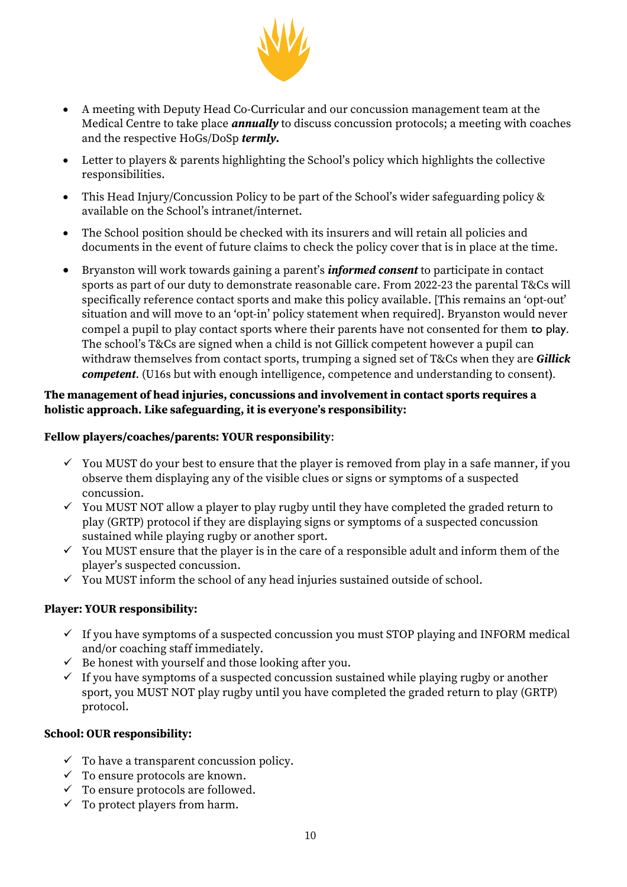- A meeting with Deputy Head Co-Curricular and our concussion management team at the Medical Centre to take place ***annually*** to discuss concussion protocols; a meeting with coaches and the respective HoGs/DoSp ***termly.***

- Letter to players & parents highlighting the School's policy which highlights the collective responsibilities.

- This Head Injury/Concussion Policy to be part of the School's wider safeguarding policy & available on the School's intranet/internet.

- The School position should be checked with its insurers and will retain all policies and documents in the event of future claims to check the policy cover that is in place at the time.

- Bryanston will work towards gaining a parent's ***informed consent*** to participate in contact sports as part of our duty to demonstrate reasonable care. From 2022-23 the parental T&Cs will specifically reference contact sports and make this policy available. [This remains an 'opt-out' situation and will move to an 'opt-in' policy statement when required]. Bryanston would never compel a pupil to play contact sports where their parents have not consented for them to play. The school's T&Cs are signed when a child is not Gillick competent however a pupil can withdraw themselves from contact sports, trumping a signed set of T&Cs when they are ***Gillick competent***. (U16s but with enough intelligence, competence and understanding to consent).

**The management of head injuries, concussions and involvement in contact sports requires a holistic approach. Like safeguarding, it is everyone's responsibility:**

**Fellow players/coaches/parents: YOUR responsibility**:

- ✓ You MUST do your best to ensure that the player is removed from play in a safe manner, if you observe them displaying any of the visible clues or signs or symptoms of a suspected concussion.
- ✓ You MUST NOT allow a player to play rugby until they have completed the graded return to play (GRTP) protocol if they are displaying signs or symptoms of a suspected concussion sustained while playing rugby or another sport.
- ✓ You MUST ensure that the player is in the care of a responsible adult and inform them of the player's suspected concussion.
- ✓ You MUST inform the school of any head injuries sustained outside of school.

**Player: YOUR responsibility:**

- ✓ If you have symptoms of a suspected concussion you must STOP playing and INFORM medical and/or coaching staff immediately.
- ✓ Be honest with yourself and those looking after you.
- ✓ If you have symptoms of a suspected concussion sustained while playing rugby or another sport, you MUST NOT play rugby until you have completed the graded return to play (GRTP) protocol.

**School: OUR responsibility:**

- ✓ To have a transparent concussion policy.
- ✓ To ensure protocols are known.
- ✓ To ensure protocols are followed.
- ✓ To protect players from harm.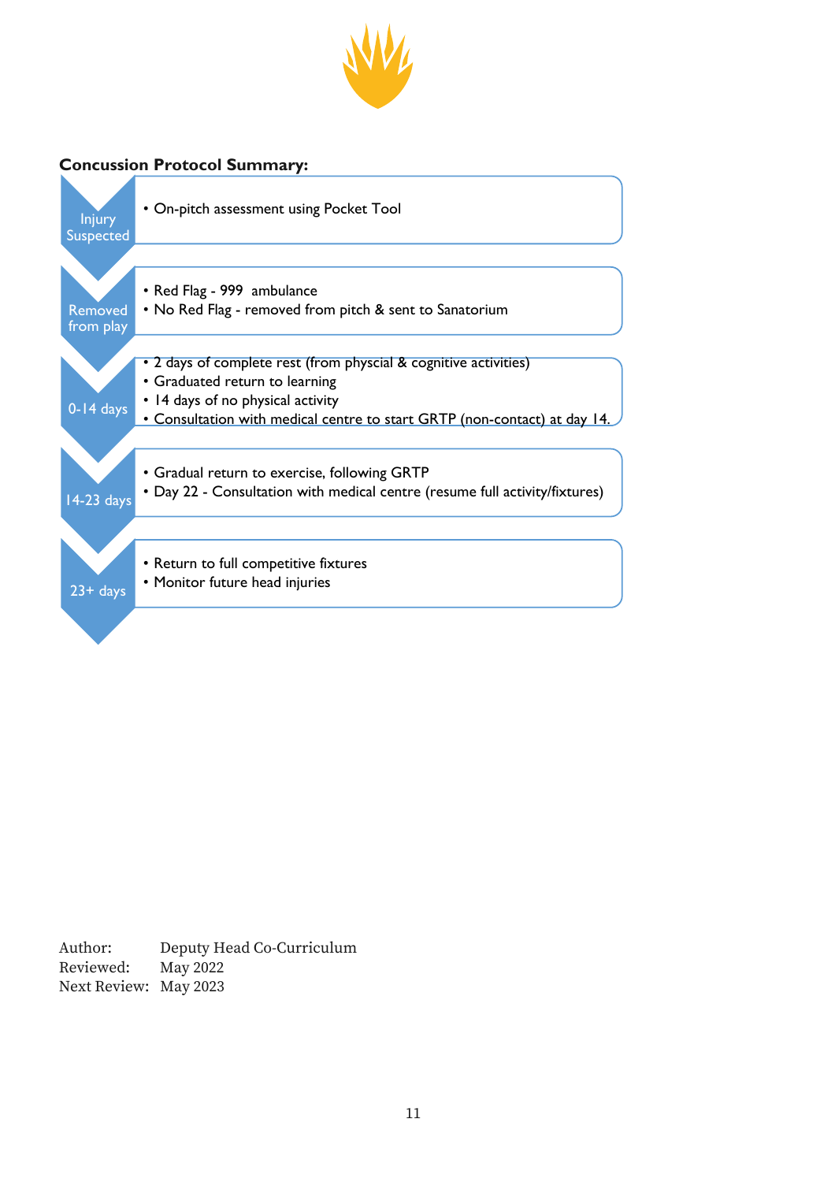**Concussion Protocol Summary:**

**Injury Suspected**

- On-pitch assessment using Pocket Tool

**Removed from play**

- Red Flag - 999 ambulance
- No Red Flag - removed from pitch & sent to Sanatorium

**0-14 days**

- 2 days of complete rest (from physcial & cognitive activities)
- Graduated return to learning
- 14 days of no physical activity
- Consultation with medical centre to start GRTP (non-contact) at day 14.

**14-23 days**

- Gradual return to exercise, following GRTP
- Day 22 - Consultation with medical centre (resume full activity/fixtures)

**23+ days**

- Return to full competitive fixtures
- Monitor future head injuries

Author: Deputy Head Co-Curriculum
Reviewed: May 2022
Next Review: May 2023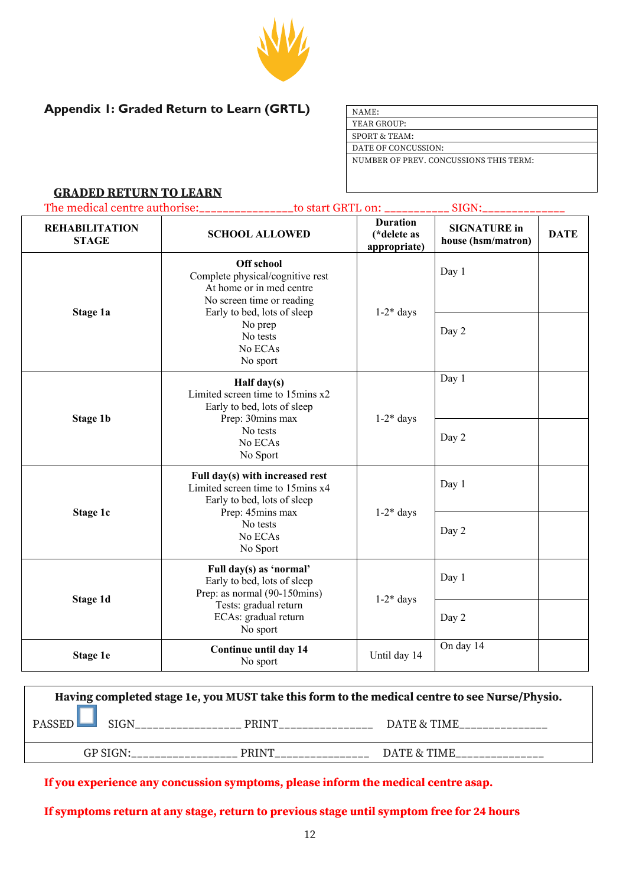## Appendix 1: Graded Return to Learn (GRTL)

| |
|---|
| NAME: |
| YEAR GROUP: |
| SPORT & TEAM: |
| DATE OF CONCUSSION: |
| NUMBER OF PREV. CONCUSSIONS THIS TERM: |

### GRADED RETURN TO LEARN

The medical centre authorise:_______________to start GRTL on: ___________ SIGN:_____________

| REHABILITATION STAGE | SCHOOL ALLOWED | Duration (*delete as appropriate) | SIGNATURE in house (hsm/matron) | DATE |
|---|---|---|---|---|
| Stage 1a | **Off school**<br>Complete physical/cognitive rest<br>At home or in med centre<br>No screen time or reading<br>Early to bed, lots of sleep<br>No prep<br>No tests<br>No ECAs<br>No sport | 1-2* days | Day 1 | |
| | | | Day 2 | |
| Stage 1b | **Half day(s)**<br>Limited screen time to 15mins x2<br>Early to bed, lots of sleep<br>Prep: 30mins max<br>No tests<br>No ECAs<br>No Sport | 1-2* days | Day 1 | |
| | | | Day 2 | |
| Stage 1c | **Full day(s) with increased rest**<br>Limited screen time to 15mins x4<br>Early to bed, lots of sleep<br>Prep: 45mins max<br>No tests<br>No ECAs<br>No Sport | 1-2* days | Day 1 | |
| | | | Day 2 | |
| Stage 1d | **Full day(s) as 'normal'**<br>Early to bed, lots of sleep<br>Prep: as normal (90-150mins)<br>Tests: gradual return<br>ECAs: gradual return<br>No sport | 1-2* days | Day 1 | |
| | | | Day 2 | |
| Stage 1e | **Continue until day 14**<br>No sport | Until day 14 | On day 14 | |

**Having completed stage 1e, you MUST take this form to the medical centre to see Nurse/Physio.**

PASSED ☐ SIGN_________________ PRINT_______________ DATE & TIME______________

GP SIGN:_________________ PRINT_______________ DATE & TIME______________

**If you experience any concussion symptoms, please inform the medical centre asap.**

**If symptoms return at any stage, return to previous stage until symptom free for 24 hours**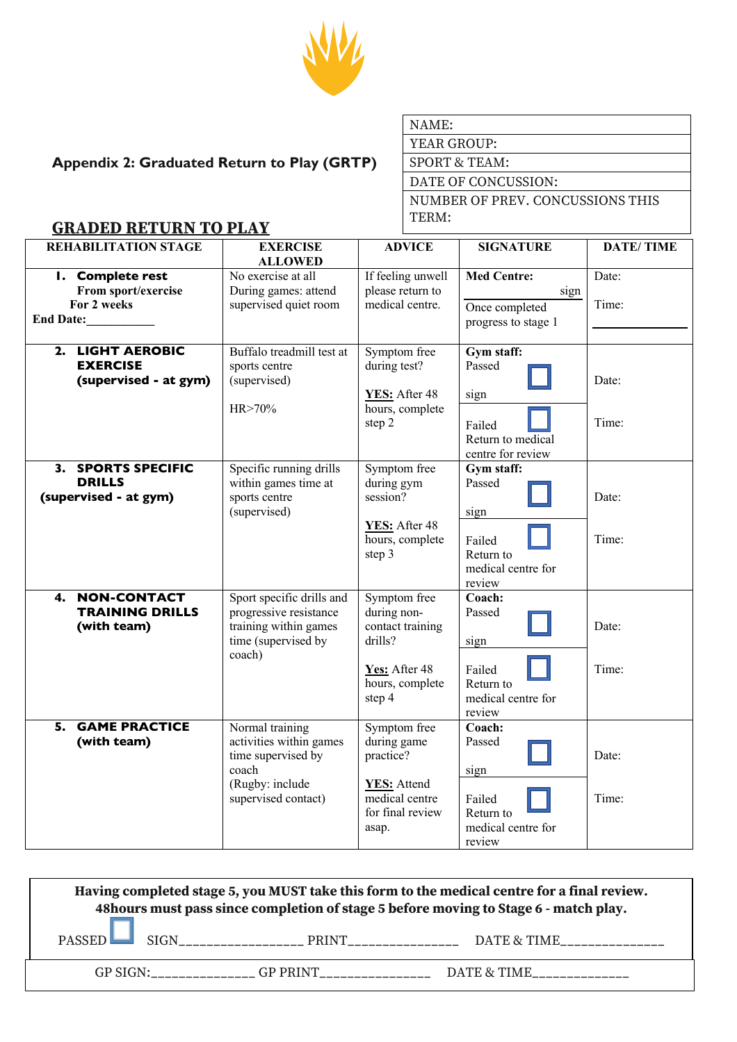## Appendix 2: Graduated Return to Play (GRTP)

| |
|---|
| NAME: |
| YEAR GROUP: |
| SPORT & TEAM: |
| DATE OF CONCUSSION: |
| NUMBER OF PREV. CONCUSSIONS THIS TERM: |

### GRADED RETURN TO PLAY

| REHABILITATION STAGE | EXERCISE ALLOWED | ADVICE | SIGNATURE | DATE/ TIME |
|---|---|---|---|---|
| **1. Complete rest** **From sport/exercise** **For 2 weeks** **End Date:___________** | No exercise at all During games: attend supervised quiet room | If feeling unwell please return to medical centre. | **Med Centre:** sign Once completed progress to stage 1 | Date: Time: |
| **2. LIGHT AEROBIC EXERCISE (supervised - at gym)** | Buffalo treadmill test at sports centre (supervised) HR>70% | Symptom free during test? **YES:** After 48 hours, complete step 2 | **Gym staff:** Passed ☐ sign Failed ☐ Return to medical centre for review | Date: Time: |
| **3. SPORTS SPECIFIC DRILLS (supervised - at gym)** | Specific running drills within games time at sports centre (supervised) | Symptom free during gym session? **YES:** After 48 hours, complete step 3 | **Gym staff:** Passed ☐ sign Failed ☐ Return to medical centre for review | Date: Time: |
| **4. NON-CONTACT TRAINING DRILLS (with team)** | Sport specific drills and progressive resistance training within games time (supervised by coach) | Symptom free during non-contact training drills? **Yes:** After 48 hours, complete step 4 | **Coach:** Passed ☐ sign Failed ☐ Return to medical centre for review | Date: Time: |
| **5. GAME PRACTICE (with team)** | Normal training activities within games time supervised by coach (Rugby: include supervised contact) | Symptom free during game practice? **YES:** Attend medical centre for final review asap. | **Coach:** Passed ☐ sign Failed ☐ Return to medical centre for review | Date: Time: |

**Having completed stage 5, you MUST take this form to the medical centre for a final review. 48hours must pass since completion of stage 5 before moving to Stage 6 - match play.**

PASSED ☐ SIGN_________________ PRINT_______________ DATE & TIME______________

GP SIGN:_______________ GP PRINT_______________ DATE & TIME_____________